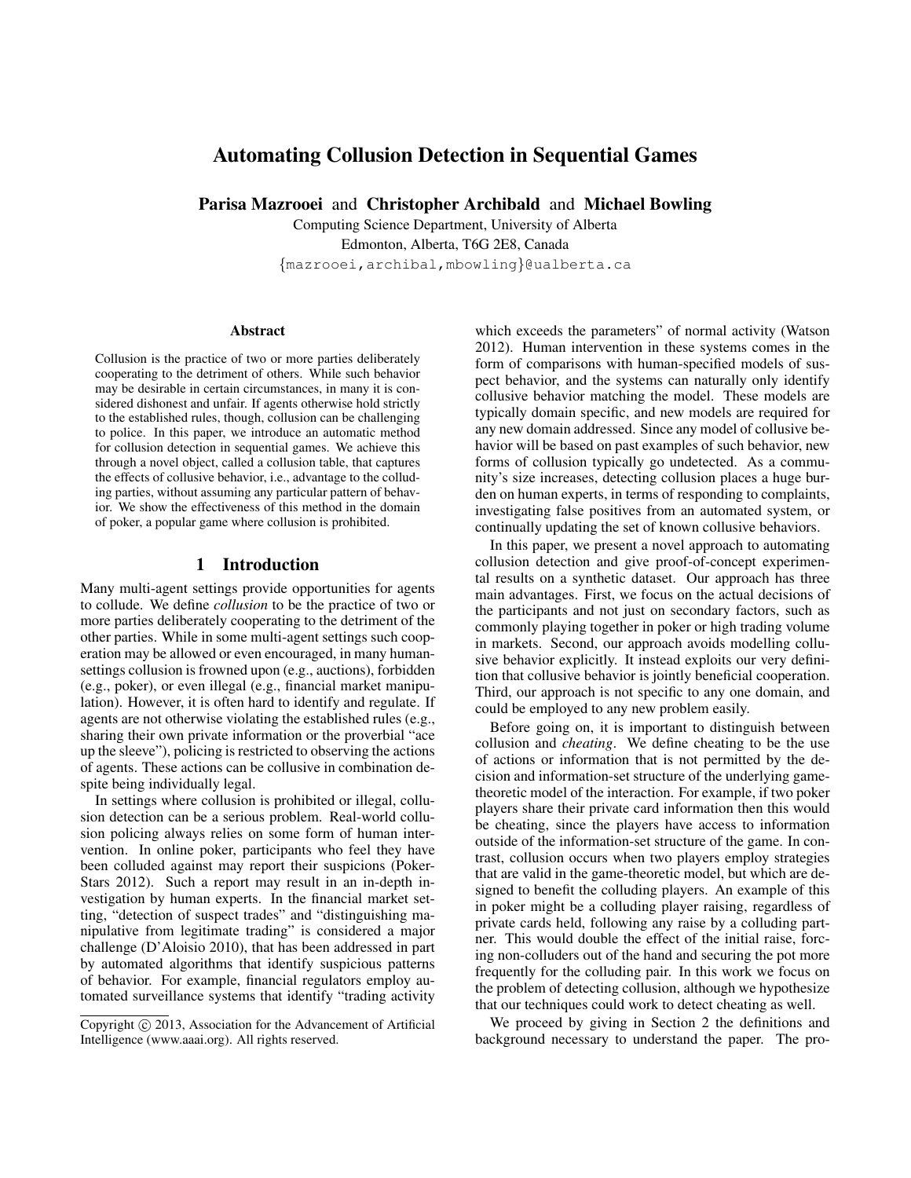# Automating Collusion Detection in Sequential Games

**Parisa Mazrooei** and **Christopher Archibald** and **Michael Bowling**

Computing Science Department, University of Alberta
Edmonton, Alberta, T6G 2E8, Canada
{mazrooei,archibal,mbowling}@ualberta.ca

### Abstract

Collusion is the practice of two or more parties deliberately cooperating to the detriment of others. While such behavior may be desirable in certain circumstances, in many it is considered dishonest and unfair. If agents otherwise hold strictly to the established rules, though, collusion can be challenging to police. In this paper, we introduce an automatic method for collusion detection in sequential games. We achieve this through a novel object, called a collusion table, that captures the effects of collusive behavior, i.e., advantage to the colluding parties, without assuming any particular pattern of behavior. We show the effectiveness of this method in the domain of poker, a popular game where collusion is prohibited.

## 1 Introduction

Many multi-agent settings provide opportunities for agents to collude. We define *collusion* to be the practice of two or more parties deliberately cooperating to the detriment of the other parties. While in some multi-agent settings such cooperation may be allowed or even encouraged, in many human-settings collusion is frowned upon (e.g., auctions), forbidden (e.g., poker), or even illegal (e.g., financial market manipulation). However, it is often hard to identify and regulate. If agents are not otherwise violating the established rules (e.g., sharing their own private information or the proverbial "ace up the sleeve"), policing is restricted to observing the actions of agents. These actions can be collusive in combination despite being individually legal.

In settings where collusion is prohibited or illegal, collusion detection can be a serious problem. Real-world collusion policing always relies on some form of human intervention. In online poker, participants who feel they have been colluded against may report their suspicions (PokerStars 2012). Such a report may result in an in-depth investigation by human experts. In the financial market setting, "detection of suspect trades" and "distinguishing manipulative from legitimate trading" is considered a major challenge (D'Aloisio 2010), that has been addressed in part by automated algorithms that identify suspicious patterns of behavior. For example, financial regulators employ automated surveillance systems that identify "trading activity which exceeds the parameters" of normal activity (Watson 2012). Human intervention in these systems comes in the form of comparisons with human-specified models of suspect behavior, and the systems can naturally only identify collusive behavior matching the model. These models are typically domain specific, and new models are required for any new domain addressed. Since any model of collusive behavior will be based on past examples of such behavior, new forms of collusion typically go undetected. As a community's size increases, detecting collusion places a huge burden on human experts, in terms of responding to complaints, investigating false positives from an automated system, or continually updating the set of known collusive behaviors.

In this paper, we present a novel approach to automating collusion detection and give proof-of-concept experimental results on a synthetic dataset. Our approach has three main advantages. First, we focus on the actual decisions of the participants and not just on secondary factors, such as commonly playing together in poker or high trading volume in markets. Second, our approach avoids modelling collusive behavior explicitly. It instead exploits our very definition that collusive behavior is jointly beneficial cooperation. Third, our approach is not specific to any one domain, and could be employed to any new problem easily.

Before going on, it is important to distinguish between collusion and *cheating*. We define cheating to be the use of actions or information that is not permitted by the decision and information-set structure of the underlying game-theoretic model of the interaction. For example, if two poker players share their private card information then this would be cheating, since the players have access to information outside of the information-set structure of the game. In contrast, collusion occurs when two players employ strategies that are valid in the game-theoretic model, but which are designed to benefit the colluding players. An example of this in poker might be a colluding player raising, regardless of private cards held, following any raise by a colluding partner. This would double the effect of the initial raise, forcing non-colluders out of the hand and securing the pot more frequently for the colluding pair. In this work we focus on the problem of detecting collusion, although we hypothesize that our techniques could work to detect cheating as well.

We proceed by giving in Section 2 the definitions and background necessary to understand the paper. The pro-

Copyright © 2013, Association for the Advancement of Artificial Intelligence (www.aaai.org). All rights reserved.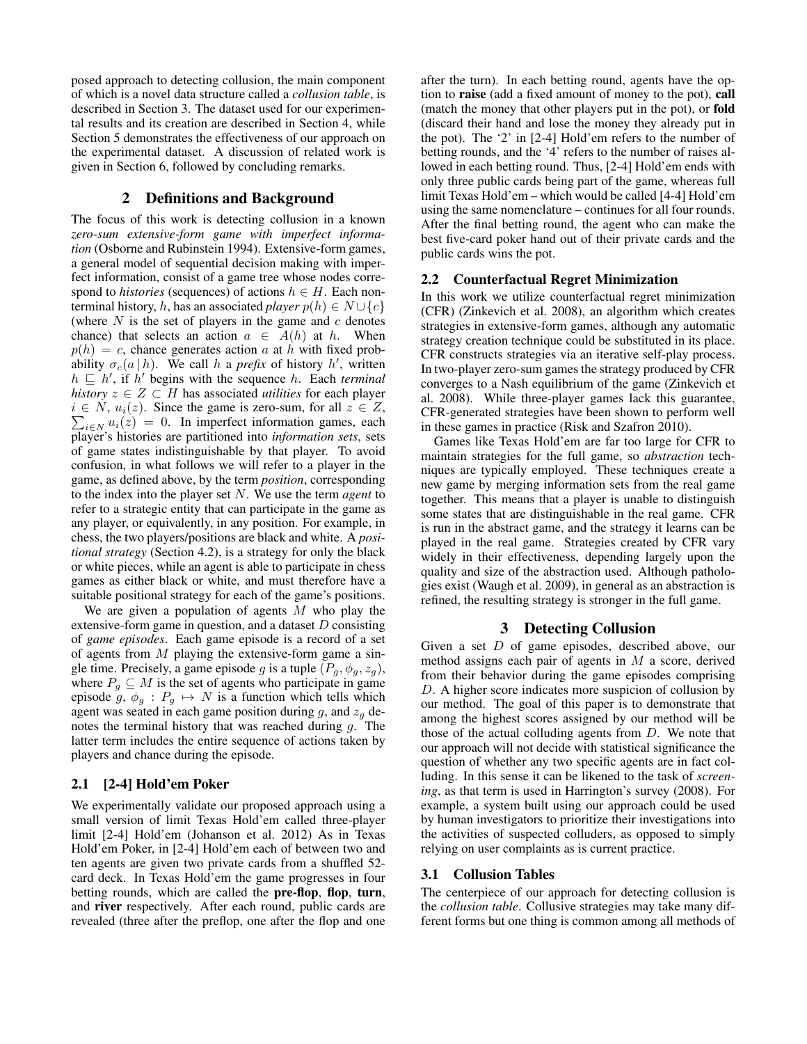posed approach to detecting collusion, the main component of which is a novel data structure called a *collusion table*, is described in Section 3. The dataset used for our experimental results and its creation are described in Section 4, while Section 5 demonstrates the effectiveness of our approach on the experimental dataset. A discussion of related work is given in Section 6, followed by concluding remarks.

## 2 Definitions and Background

The focus of this work is detecting collusion in a known *zero-sum extensive-form game with imperfect information* (Osborne and Rubinstein 1994). Extensive-form games, a general model of sequential decision making with imperfect information, consist of a game tree whose nodes correspond to *histories* (sequences) of actions $h \in H$. Each non-terminal history, $h$, has an associated *player* $p(h) \in N \cup \{c\}$ (where $N$ is the set of players in the game and $c$ denotes chance) that selects an action $a \in A(h)$ at $h$. When $p(h) = c$, chance generates action $a$ at $h$ with fixed probability $\sigma_c(a \mid h)$. We call $h$ a *prefix* of history $h'$, written $h \sqsubseteq h'$, if $h'$ begins with the sequence $h$. Each *terminal history* $z \in Z \subset H$ has associated *utilities* for each player $i \in N$, $u_i(z)$. Since the game is zero-sum, for all $z \in Z$, $\sum_{i \in N} u_i(z) = 0$. In imperfect information games, each player's histories are partitioned into *information sets*, sets of game states indistinguishable by that player. To avoid confusion, in what follows we will refer to a player in the game, as defined above, by the term *position*, corresponding to the index into the player set $N$. We use the term *agent* to refer to a strategic entity that can participate in the game as any player, or equivalently, in any position. For example, in chess, the two players/positions are black and white. A *positional strategy* (Section 4.2), is a strategy for only the black or white pieces, while an agent is able to participate in chess games as either black or white, and must therefore have a suitable positional strategy for each of the game's positions.

We are given a population of agents $M$ who play the extensive-form game in question, and a dataset $D$ consisting of *game episodes*. Each game episode is a record of a set of agents from $M$ playing the extensive-form game a single time. Precisely, a game episode $g$ is a tuple $(P_g, \phi_g, z_g)$, where $P_g \subseteq M$ is the set of agents who participate in game episode $g$, $\phi_g : P_g \mapsto N$ is a function which tells which agent was seated in each game position during $g$, and $z_g$ denotes the terminal history that was reached during $g$. The latter term includes the entire sequence of actions taken by players and chance during the episode.

### 2.1 [2-4] Hold'em Poker

We experimentally validate our proposed approach using a small version of limit Texas Hold'em called three-player limit [2-4] Hold'em (Johanson et al. 2012) As in Texas Hold'em Poker, in [2-4] Hold'em each of between two and ten agents are given two private cards from a shuffled 52-card deck. In Texas Hold'em the game progresses in four betting rounds, which are called the **pre-flop**, **flop**, **turn**, and **river** respectively. After each round, public cards are revealed (three after the preflop, one after the flop and one after the turn). In each betting round, agents have the option to **raise** (add a fixed amount of money to the pot), **call** (match the money that other players put in the pot), or **fold** (discard their hand and lose the money they already put in the pot). The '2' in [2-4] Hold'em refers to the number of betting rounds, and the '4' refers to the number of raises allowed in each betting round. Thus, [2-4] Hold'em ends with only three public cards being part of the game, whereas full limit Texas Hold'em – which would be called [4-4] Hold'em using the same nomenclature – continues for all four rounds. After the final betting round, the agent who can make the best five-card poker hand out of their private cards and the public cards wins the pot.

### 2.2 Counterfactual Regret Minimization

In this work we utilize counterfactual regret minimization (CFR) (Zinkevich et al. 2008), an algorithm which creates strategies in extensive-form games, although any automatic strategy creation technique could be substituted in its place. CFR constructs strategies via an iterative self-play process. In two-player zero-sum games the strategy produced by CFR converges to a Nash equilibrium of the game (Zinkevich et al. 2008). While three-player games lack this guarantee, CFR-generated strategies have been shown to perform well in these games in practice (Risk and Szafron 2010).

Games like Texas Hold'em are far too large for CFR to maintain strategies for the full game, so *abstraction* techniques are typically employed. These techniques create a new game by merging information sets from the real game together. This means that a player is unable to distinguish some states that are distinguishable in the real game. CFR is run in the abstract game, and the strategy it learns can be played in the real game. Strategies created by CFR vary widely in their effectiveness, depending largely upon the quality and size of the abstraction used. Although pathologies exist (Waugh et al. 2009), in general as an abstraction is refined, the resulting strategy is stronger in the full game.

## 3 Detecting Collusion

Given a set $D$ of game episodes, described above, our method assigns each pair of agents in $M$ a score, derived from their behavior during the game episodes comprising $D$. A higher score indicates more suspicion of collusion by our method. The goal of this paper is to demonstrate that among the highest scores assigned by our method will be those of the actual colluding agents from $D$. We note that our approach will not decide with statistical significance the question of whether any two specific agents are in fact colluding. In this sense it can be likened to the task of *screening*, as that term is used in Harrington's survey (2008). For example, a system built using our approach could be used by human investigators to prioritize their investigations into the activities of suspected colluders, as opposed to simply relying on user complaints as is current practice.

### 3.1 Collusion Tables

The centerpiece of our approach for detecting collusion is the *collusion table*. Collusive strategies may take many different forms but one thing is common among all methods of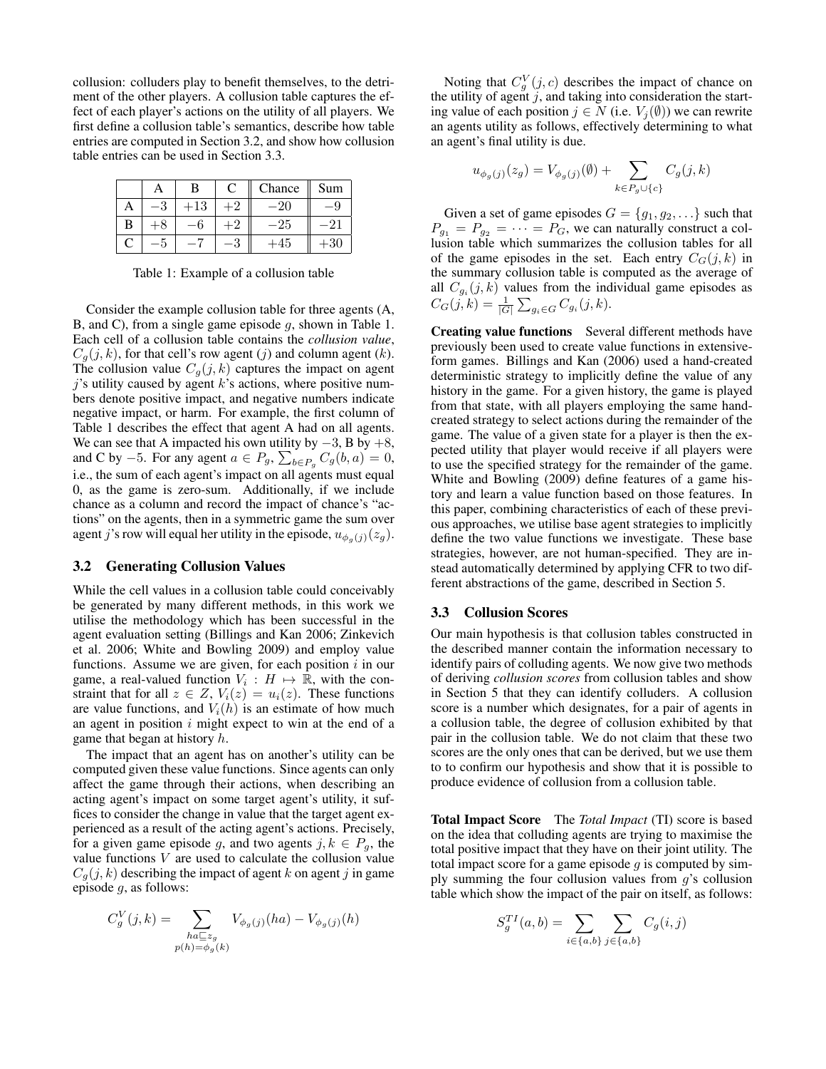collusion: colluders play to benefit themselves, to the detriment of the other players. A collusion table captures the effect of each player's actions on the utility of all players. We first define a collusion table's semantics, describe how table entries are computed in Section 3.2, and show how collusion table entries can be used in Section 3.3.

| | A | B | C | Chance | Sum |
|---|---|---|---|---|---|
| A | $-3$ | $+13$ | $+2$ | $-20$ | $-9$ |
| B | $+8$ | $-6$ | $+2$ | $-25$ | $-21$ |
| C | $-5$ | $-7$ | $-3$ | $+45$ | $+30$ |

Table 1: Example of a collusion table

Consider the example collusion table for three agents (A, B, and C), from a single game episode $g$, shown in Table 1. Each cell of a collusion table contains the *collusion value*, $C_g(j,k)$, for that cell's row agent ($j$) and column agent ($k$). The collusion value $C_g(j,k)$ captures the impact on agent $j$'s utility caused by agent $k$'s actions, where positive numbers denote positive impact, and negative numbers indicate negative impact, or harm. For example, the first column of Table 1 describes the effect that agent A had on all agents. We can see that A impacted his own utility by $-3$, B by $+8$, and C by $-5$. For any agent $a \in P_g$, $\sum_{b \in P_g} C_g(b,a) = 0$, i.e., the sum of each agent's impact on all agents must equal 0, as the game is zero-sum. Additionally, if we include chance as a column and record the impact of chance's "actions" on the agents, then in a symmetric game the sum over agent $j$'s row will equal her utility in the episode, $u_{\phi_g(j)}(z_g)$.

### 3.2 Generating Collusion Values

While the cell values in a collusion table could conceivably be generated by many different methods, in this work we utilise the methodology which has been successful in the agent evaluation setting (Billings and Kan 2006; Zinkevich et al. 2006; White and Bowling 2009) and employ value functions. Assume we are given, for each position $i$ in our game, a real-valued function $V_i : H \mapsto \mathbb{R}$, with the constraint that for all $z \in Z$, $V_i(z) = u_i(z)$. These functions are value functions, and $V_i(h)$ is an estimate of how much an agent in position $i$ might expect to win at the end of a game that began at history $h$.

The impact that an agent has on another's utility can be computed given these value functions. Since agents can only affect the game through their actions, when describing an acting agent's impact on some target agent's utility, it suffices to consider the change in value that the target agent experienced as a result of the acting agent's actions. Precisely, for a given game episode $g$, and two agents $j,k \in P_g$, the value functions $V$ are used to calculate the collusion value $C_g(j,k)$ describing the impact of agent $k$ on agent $j$ in game episode $g$, as follows:

$$C_g^V(j,k) = \sum_{\substack{ha \sqsubseteq z_g \\ p(h) = \phi_g(k)}} V_{\phi_g(j)}(ha) - V_{\phi_g(j)}(h)$$

Noting that $C_g^V(j,c)$ describes the impact of chance on the utility of agent $j$, and taking into consideration the starting value of each position $j \in N$ (i.e. $V_j(\emptyset)$) we can rewrite an agents utility as follows, effectively determining to what an agent's final utility is due.

$$u_{\phi_g(j)}(z_g) = V_{\phi_g(j)}(\emptyset) + \sum_{k \in P_g \cup \{c\}} C_g(j,k)$$

Given a set of game episodes $G = \{g_1, g_2, \ldots\}$ such that $P_{g_1} = P_{g_2} = \cdots = P_G$, we can naturally construct a collusion table which summarizes the collusion tables for all of the game episodes in the set. Each entry $C_G(j,k)$ in the summary collusion table is computed as the average of all $C_{g_i}(j,k)$ values from the individual game episodes as $C_G(j,k) = \frac{1}{|G|}\sum_{g_i \in G} C_{g_i}(j,k)$.

**Creating value functions** Several different methods have previously been used to create value functions in extensive-form games. Billings and Kan (2006) used a hand-created deterministic strategy to implicitly define the value of any history in the game. For a given history, the game is played from that state, with all players employing the same hand-created strategy to select actions during the remainder of the game. The value of a given state for a player is then the expected utility that player would receive if all players were to use the specified strategy for the remainder of the game. White and Bowling (2009) define features of a game history and learn a value function based on those features. In this paper, combining characteristics of each of these previous approaches, we utilise base agent strategies to implicitly define the two value functions we investigate. These base strategies, however, are not human-specified. They are instead automatically determined by applying CFR to two different abstractions of the game, described in Section 5.

### 3.3 Collusion Scores

Our main hypothesis is that collusion tables constructed in the described manner contain the information necessary to identify pairs of colluding agents. We now give two methods of deriving *collusion scores* from collusion tables and show in Section 5 that they can identify colluders. A collusion score is a number which designates, for a pair of agents in a collusion table, the degree of collusion exhibited by that pair in the collusion table. We do not claim that these two scores are the only ones that can be derived, but we use them to to confirm our hypothesis and show that it is possible to produce evidence of collusion from a collusion table.

**Total Impact Score** The *Total Impact* (TI) score is based on the idea that colluding agents are trying to maximise the total positive impact that they have on their joint utility. The total impact score for a game episode $g$ is computed by simply summing the four collusion values from $g$'s collusion table which show the impact of the pair on itself, as follows:

$$S_g^{TI}(a,b) = \sum_{i \in \{a,b\}} \sum_{j \in \{a,b\}} C_g(i,j)$$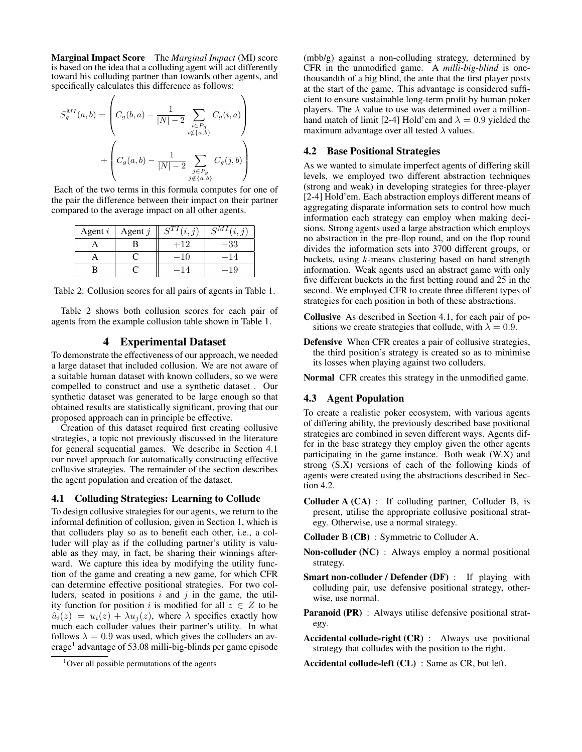**Marginal Impact Score** The *Marginal Impact* (MI) score is based on the idea that a colluding agent will act differently toward his colluding partner than towards other agents, and specifically calculates this difference as follows:

$$S_g^{MI}(a,b) = \left( C_g(b,a) - \frac{1}{|N|-2} \sum_{\substack{i \in P_g \\ i \notin \{a,b\}}} C_g(i,a) \right) + \left( C_g(a,b) - \frac{1}{|N|-2} \sum_{\substack{j \in P_g \\ j \notin \{a,b\}}} C_g(j,b) \right)$$

Each of the two terms in this formula computes for one of the pair the difference between their impact on their partner compared to the average impact on all other agents.

| Agent $i$ | Agent $j$ | $S^{TI}(i,j)$ | $S^{MI}(i,j)$ |
|---|---|---|---|
| A | B | $+12$ | $+33$ |
| A | C | $-10$ | $-14$ |
| B | C | $-14$ | $-19$ |

Table 2: Collusion scores for all pairs of agents in Table 1.

Table 2 shows both collusion scores for each pair of agents from the example collusion table shown in Table 1.

# 4 Experimental Dataset

To demonstrate the effectiveness of our approach, we needed a large dataset that included collusion. We are not aware of a suitable human dataset with known colluders, so we were compelled to construct and use a synthetic dataset . Our synthetic dataset was generated to be large enough so that obtained results are statistically significant, proving that our proposed approach can in principle be effective.

Creation of this dataset required first creating collusive strategies, a topic not previously discussed in the literature for general sequential games. We describe in Section 4.1 our novel approach for automatically constructing effective collusive strategies. The remainder of the section describes the agent population and creation of the dataset.

## 4.1 Colluding Strategies: Learning to Collude

To design collusive strategies for our agents, we return to the informal definition of collusion, given in Section 1, which is that colluders play so as to benefit each other, i.e., a colluder will play as if the colluding partner's utility is valuable as they may, in fact, be sharing their winnings afterward. We capture this idea by modifying the utility function of the game and creating a new game, for which CFR can determine effective positional strategies. For two colluders, seated in positions $i$ and $j$ in the game, the utility function for position $i$ is modified for all $z \in Z$ to be $\hat{u}_i(z) = u_i(z) + \lambda u_j(z)$, where $\lambda$ specifies exactly how much each colluder values their partner's utility. In what follows $\lambda = 0.9$ was used, which gives the colluders an average[1] advantage of 53.08 milli-big-blinds per game episode (mbb/g) against a non-colluding strategy, determined by CFR in the unmodified game. A *milli-big-blind* is one-thousandth of a big blind, the ante that the first player posts at the start of the game. This advantage is considered sufficient to ensure sustainable long-term profit by human poker players. The $\lambda$ value to use was determined over a million-hand match of limit [2-4] Hold'em and $\lambda = 0.9$ yielded the maximum advantage over all tested $\lambda$ values.

[1] Over all possible permutations of the agents

## 4.2 Base Positional Strategies

As we wanted to simulate imperfect agents of differing skill levels, we employed two different abstraction techniques (strong and weak) in developing strategies for three-player [2-4] Hold'em. Each abstraction employs different means of aggregating disparate information sets to control how much information each strategy can employ when making decisions. Strong agents used a large abstraction which employs no abstraction in the pre-flop round, and on the flop round divides the information sets into 3700 different groups, or buckets, using $k$-means clustering based on hand strength information. Weak agents used an abstract game with only five different buckets in the first betting round and 25 in the second. We employed CFR to create three different types of strategies for each position in both of these abstractions.

- **Collusive** As described in Section 4.1, for each pair of positions we create strategies that collude, with $\lambda = 0.9$.
- **Defensive** When CFR creates a pair of collusive strategies, the third position's strategy is created so as to minimise its losses when playing against two colluders.
- **Normal** CFR creates this strategy in the unmodified game.

## 4.3 Agent Population

To create a realistic poker ecosystem, with various agents of differing ability, the previously described base positional strategies are combined in seven different ways. Agents differ in the base strategy they employ given the other agents participating in the game instance. Both weak (W.X) and strong (S.X) versions of each of the following kinds of agents were created using the abstractions described in Section 4.2.

- **Colluder A (CA)** : If colluding partner, Colluder B, is present, utilise the appropriate collusive positional strategy. Otherwise, use a normal strategy.
- **Colluder B (CB)** : Symmetric to Colluder A.
- **Non-colluder (NC)** : Always employ a normal positional strategy.
- **Smart non-colluder / Defender (DF)** : If playing with colluding pair, use defensive positional strategy, otherwise, use normal.
- **Paranoid (PR)** : Always utilise defensive positional strategy.
- **Accidental collude-right (CR)** : Always use positional strategy that colludes with the position to the right.
- **Accidental collude-left (CL)** : Same as CR, but left.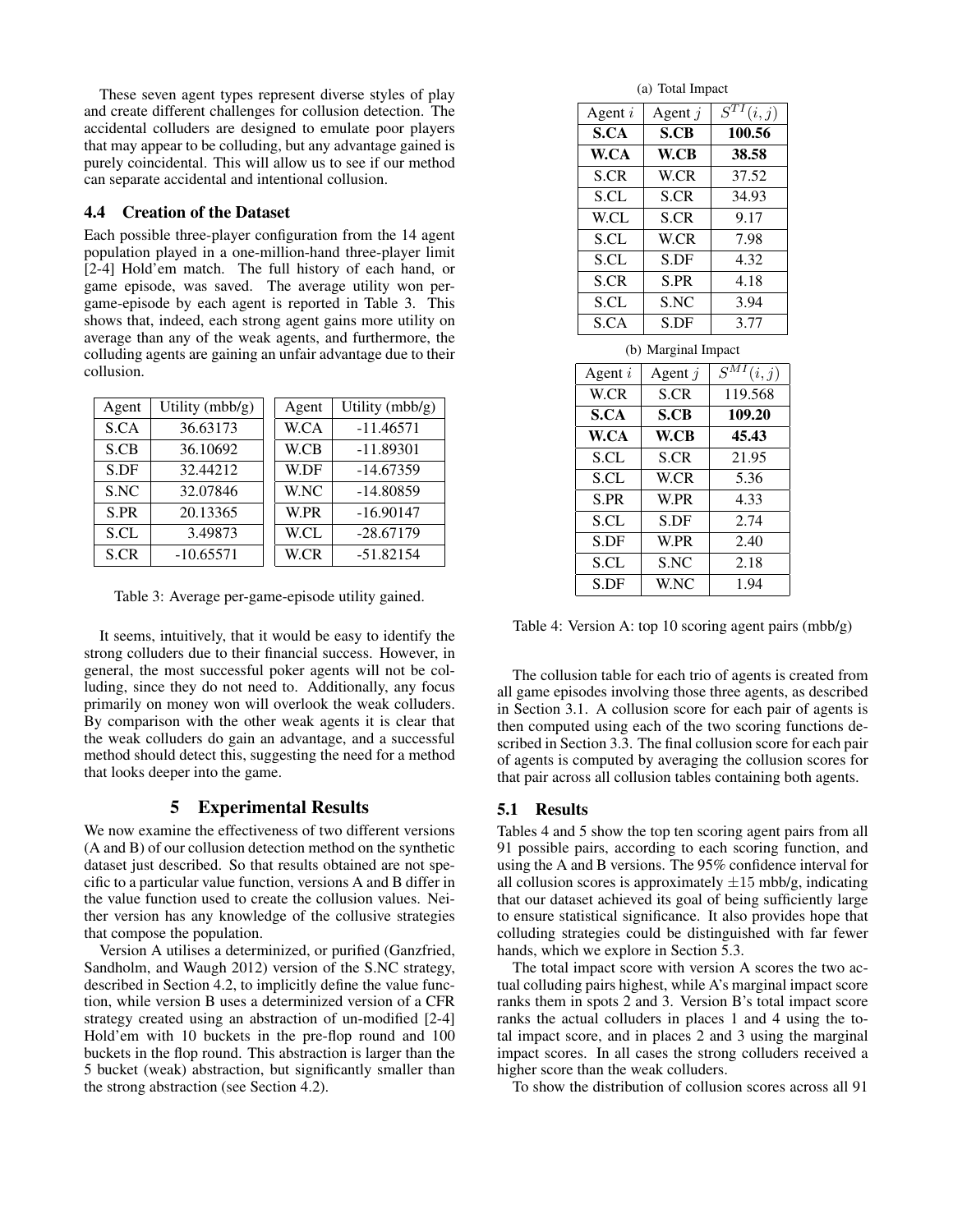These seven agent types represent diverse styles of play and create different challenges for collusion detection. The accidental colluders are designed to emulate poor players that may appear to be colluding, but any advantage gained is purely coincidental. This will allow us to see if our method can separate accidental and intentional collusion.

### 4.4 Creation of the Dataset

Each possible three-player configuration from the 14 agent population played in a one-million-hand three-player limit [2-4] Hold'em match. The full history of each hand, or game episode, was saved. The average utility won per-game-episode by each agent is reported in Table 3. This shows that, indeed, each strong agent gains more utility on average than any of the weak agents, and furthermore, the colluding agents are gaining an unfair advantage due to their collusion.

| Agent | Utility (mbb/g) |
|---|---|
| S.CA | 36.63173 |
| S.CB | 36.10692 |
| S.DF | 32.44212 |
| S.NC | 32.07846 |
| S.PR | 20.13365 |
| S.CL | 3.49873 |
| S.CR | -10.65571 |

| Agent | Utility (mbb/g) |
|---|---|
| W.CA | -11.46571 |
| W.CB | -11.89301 |
| W.DF | -14.67359 |
| W.NC | -14.80859 |
| W.PR | -16.90147 |
| W.CL | -28.67179 |
| W.CR | -51.82154 |

Table 3: Average per-game-episode utility gained.

It seems, intuitively, that it would be easy to identify the strong colluders due to their financial success. However, in general, the most successful poker agents will not be colluding, since they do not need to. Additionally, any focus primarily on money won will overlook the weak colluders. By comparison with the other weak agents it is clear that the weak colluders do gain an advantage, and a successful method should detect this, suggesting the need for a method that looks deeper into the game.

## 5 Experimental Results

We now examine the effectiveness of two different versions (A and B) of our collusion detection method on the synthetic dataset just described. So that results obtained are not specific to a particular value function, versions A and B differ in the value function used to create the collusion values. Neither version has any knowledge of the collusive strategies that compose the population.

Version A utilises a determinized, or purified (Ganzfried, Sandholm, and Waugh 2012) version of the S.NC strategy, described in Section 4.2, to implicitly define the value function, while version B uses a determinized version of a CFR strategy created using an abstraction of un-modified [2-4] Hold'em with 10 buckets in the pre-flop round and 100 buckets in the flop round. This abstraction is larger than the 5 bucket (weak) abstraction, but significantly smaller than the strong abstraction (see Section 4.2).

(a) Total Impact

| Agent $i$ | Agent $j$ | $S^{TI}(i,j)$ |
|---|---|---|
| **S.CA** | **S.CB** | **100.56** |
| **W.CA** | **W.CB** | **38.58** |
| S.CR | W.CR | 37.52 |
| S.CL | S.CR | 34.93 |
| W.CL | S.CR | 9.17 |
| S.CL | W.CR | 7.98 |
| S.CL | S.DF | 4.32 |
| S.CR | S.PR | 4.18 |
| S.CL | S.NC | 3.94 |
| S.CA | S.DF | 3.77 |

(b) Marginal Impact

| Agent $i$ | Agent $j$ | $S^{MI}(i,j)$ |
|---|---|---|
| W.CR | S.CR | 119.568 |
| **S.CA** | **S.CB** | **109.20** |
| **W.CA** | **W.CB** | **45.43** |
| S.CL | S.CR | 21.95 |
| S.CL | W.CR | 5.36 |
| S.PR | W.PR | 4.33 |
| S.CL | S.DF | 2.74 |
| S.DF | W.PR | 2.40 |
| S.CL | S.NC | 2.18 |
| S.DF | W.NC | 1.94 |

Table 4: Version A: top 10 scoring agent pairs (mbb/g)

The collusion table for each trio of agents is created from all game episodes involving those three agents, as described in Section 3.1. A collusion score for each pair of agents is then computed using each of the two scoring functions described in Section 3.3. The final collusion score for each pair of agents is computed by averaging the collusion scores for that pair across all collusion tables containing both agents.

### 5.1 Results

Tables 4 and 5 show the top ten scoring agent pairs from all 91 possible pairs, according to each scoring function, and using the A and B versions. The 95% confidence interval for all collusion scores is approximately $\pm 15$ mbb/g, indicating that our dataset achieved its goal of being sufficiently large to ensure statistical significance. It also provides hope that colluding strategies could be distinguished with far fewer hands, which we explore in Section 5.3.

The total impact score with version A scores the two actual colluding pairs highest, while A's marginal impact score ranks them in spots 2 and 3. Version B's total impact score ranks the actual colluders in places 1 and 4 using the total impact score, and in places 2 and 3 using the marginal impact scores. In all cases the strong colluders received a higher score than the weak colluders.

To show the distribution of collusion scores across all 91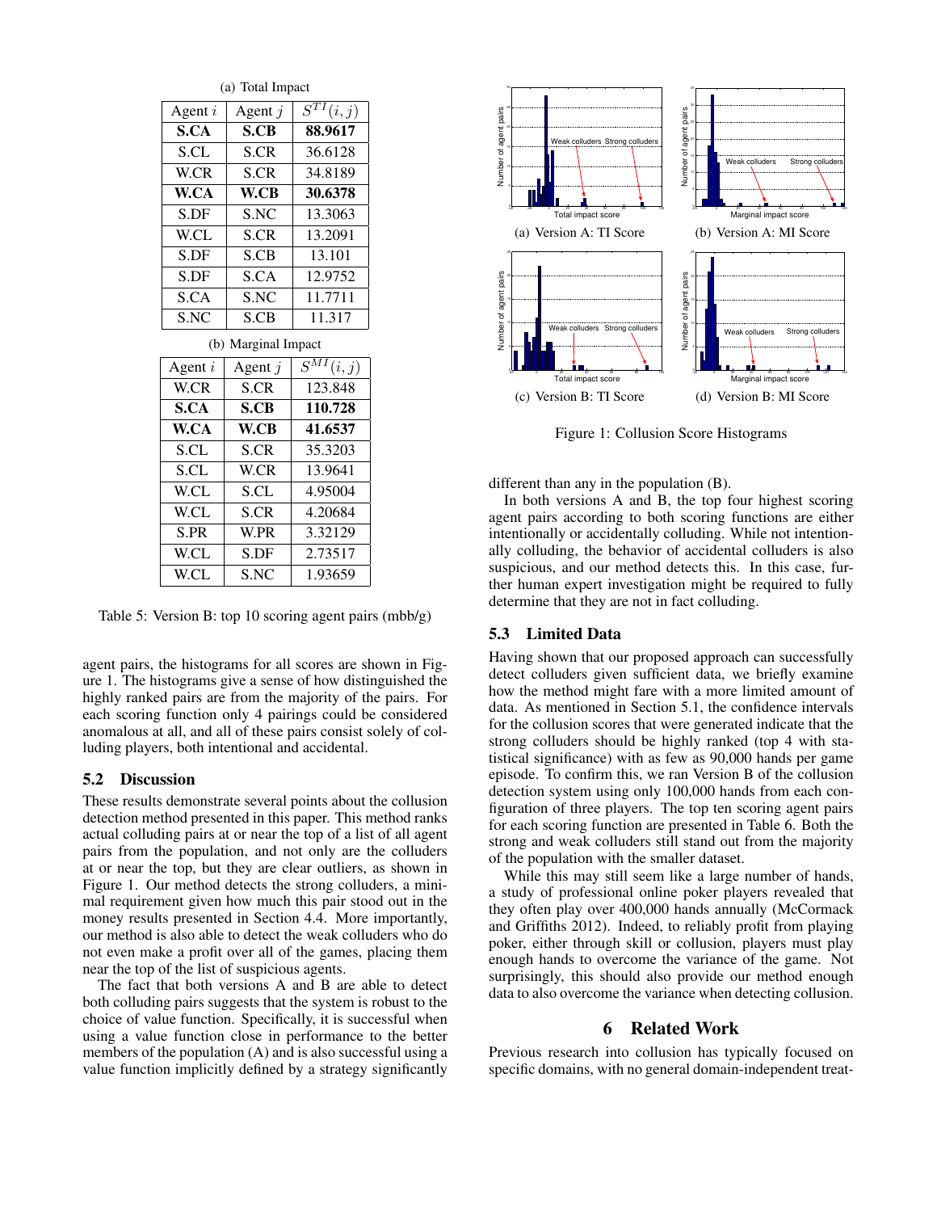(a) Total Impact

| Agent $i$ | Agent $j$ | $S^{TI}(i,j)$ |
|---|---|---|
| **S.CA** | **S.CB** | **88.9617** |
| S.CL | S.CR | 36.6128 |
| W.CR | S.CR | 34.8189 |
| **W.CA** | **W.CB** | **30.6378** |
| S.DF | S.NC | 13.3063 |
| W.CL | S.CR | 13.2091 |
| S.DF | S.CB | 13.101 |
| S.DF | S.CA | 12.9752 |
| S.CA | S.NC | 11.7711 |
| S.NC | S.CB | 11.317 |

(b) Marginal Impact

| Agent $i$ | Agent $j$ | $S^{MI}(i,j)$ |
|---|---|---|
| W.CR | S.CR | 123.848 |
| **S.CA** | **S.CB** | **110.728** |
| **W.CA** | **W.CB** | **41.6537** |
| S.CL | S.CR | 35.3203 |
| S.CL | W.CR | 13.9641 |
| W.CL | S.CL | 4.95004 |
| W.CL | S.CR | 4.20684 |
| S.PR | W.PR | 3.32129 |
| W.CL | S.DF | 2.73517 |
| W.CL | S.NC | 1.93659 |

Table 5: Version B: top 10 scoring agent pairs (mbb/g)

agent pairs, the histograms for all scores are shown in Figure 1. The histograms give a sense of how distinguished the highly ranked pairs are from the majority of the pairs. For each scoring function only 4 pairings could be considered anomalous at all, and all of these pairs consist solely of colluding players, both intentional and accidental.

### 5.2 Discussion

These results demonstrate several points about the collusion detection method presented in this paper. This method ranks actual colluding pairs at or near the top of a list of all agent pairs from the population, and not only are the colluders at or near the top, but they are clear outliers, as shown in Figure 1. Our method detects the strong colluders, a minimal requirement given how much this pair stood out in the money results presented in Section 4.4. More importantly, our method is also able to detect the weak colluders who do not even make a profit over all of the games, placing them near the top of the list of suspicious agents.

The fact that both versions A and B are able to detect both colluding pairs suggests that the system is robust to the choice of value function. Specifically, it is successful when using a value function close in performance to the better members of the population (A) and is also successful using a value function implicitly defined by a strategy significantly different than any in the population (B).

In both versions A and B, the top four highest scoring agent pairs according to both scoring functions are either intentionally or accidentally colluding. While not intentionally colluding, the behavior of accidental colluders is also suspicious, and our method detects this. In this case, further human expert investigation might be required to fully determine that they are not in fact colluding.

(a) Version A: TI Score

(b) Version A: MI Score

(c) Version B: TI Score

(d) Version B: MI Score

Figure 1: Collusion Score Histograms

### 5.3 Limited Data

Having shown that our proposed approach can successfully detect colluders given sufficient data, we briefly examine how the method might fare with a more limited amount of data. As mentioned in Section 5.1, the confidence intervals for the collusion scores that were generated indicate that the strong colluders should be highly ranked (top 4 with statistical significance) with as few as 90,000 hands per game episode. To confirm this, we ran Version B of the collusion detection system using only 100,000 hands from each configuration of three players. The top ten scoring agent pairs for each scoring function are presented in Table 6. Both the strong and weak colluders still stand out from the majority of the population with the smaller dataset.

While this may still seem like a large number of hands, a study of professional online poker players revealed that they often play over 400,000 hands annually (McCormack and Griffiths 2012). Indeed, to reliably profit from playing poker, either through skill or collusion, players must play enough hands to overcome the variance of the game. Not surprisingly, this should also provide our method enough data to also overcome the variance when detecting collusion.

## 6 Related Work

Previous research into collusion has typically focused on specific domains, with no general domain-independent treat-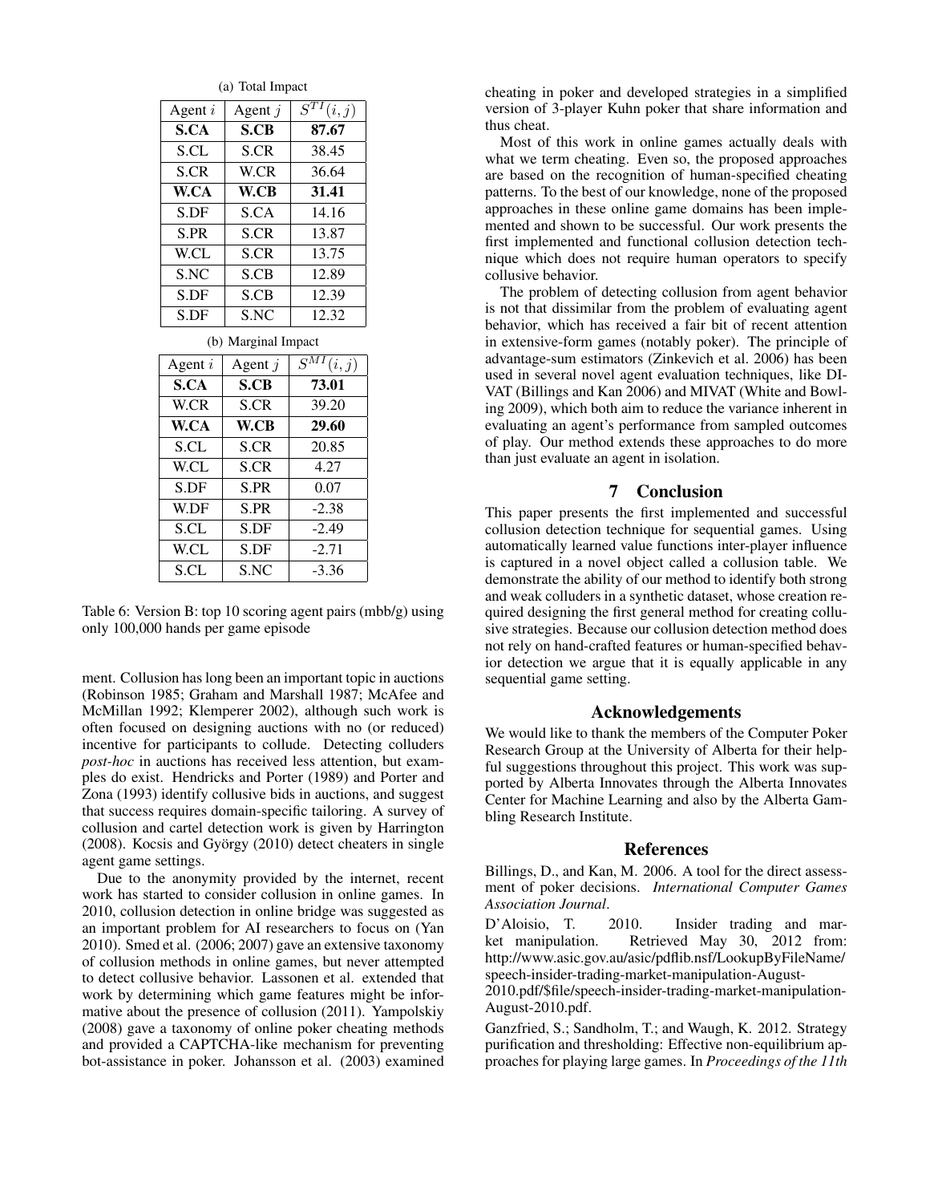(a) Total Impact

| Agent $i$ | Agent $j$ | $S^{TI}(i, j)$ |
|---|---|---|
| **S.CA** | **S.CB** | **87.67** |
| S.CL | S.CR | 38.45 |
| S.CR | W.CR | 36.64 |
| **W.CA** | **W.CB** | **31.41** |
| S.DF | S.CA | 14.16 |
| S.PR | S.CR | 13.87 |
| W.CL | S.CR | 13.75 |
| S.NC | S.CB | 12.89 |
| S.DF | S.CB | 12.39 |
| S.DF | S.NC | 12.32 |

(b) Marginal Impact

| Agent $i$ | Agent $j$ | $S^{MI}(i, j)$ |
|---|---|---|
| **S.CA** | **S.CB** | **73.01** |
| W.CR | S.CR | 39.20 |
| **W.CA** | **W.CB** | **29.60** |
| S.CL | S.CR | 20.85 |
| W.CL | S.CR | 4.27 |
| S.DF | S.PR | 0.07 |
| W.DF | S.PR | -2.38 |
| S.CL | S.DF | -2.49 |
| W.CL | S.DF | -2.71 |
| S.CL | S.NC | -3.36 |

Table 6: Version B: top 10 scoring agent pairs (mbb/g) using only 100,000 hands per game episode

ment. Collusion has long been an important topic in auctions (Robinson 1985; Graham and Marshall 1987; McAfee and McMillan 1992; Klemperer 2002), although such work is often focused on designing auctions with no (or reduced) incentive for participants to collude. Detecting colluders *post-hoc* in auctions has received less attention, but examples do exist. Hendricks and Porter (1989) and Porter and Zona (1993) identify collusive bids in auctions, and suggest that success requires domain-specific tailoring. A survey of collusion and cartel detection work is given by Harrington (2008). Kocsis and György (2010) detect cheaters in single agent game settings.

Due to the anonymity provided by the internet, recent work has started to consider collusion in online games. In 2010, collusion detection in online bridge was suggested as an important problem for AI researchers to focus on (Yan 2010). Smed et al. (2006; 2007) gave an extensive taxonomy of collusion methods in online games, but never attempted to detect collusive behavior. Lassonen et al. extended that work by determining which game features might be informative about the presence of collusion (2011). Yampolskiy (2008) gave a taxonomy of online poker cheating methods and provided a CAPTCHA-like mechanism for preventing bot-assistance in poker. Johansson et al. (2003) examined cheating in poker and developed strategies in a simplified version of 3-player Kuhn poker that share information and thus cheat.

Most of this work in online games actually deals with what we term cheating. Even so, the proposed approaches are based on the recognition of human-specified cheating patterns. To the best of our knowledge, none of the proposed approaches in these online game domains has been implemented and shown to be successful. Our work presents the first implemented and functional collusion detection technique which does not require human operators to specify collusive behavior.

The problem of detecting collusion from agent behavior is not that dissimilar from the problem of evaluating agent behavior, which has received a fair bit of recent attention in extensive-form games (notably poker). The principle of advantage-sum estimators (Zinkevich et al. 2006) has been used in several novel agent evaluation techniques, like DIVAT (Billings and Kan 2006) and MIVAT (White and Bowling 2009), which both aim to reduce the variance inherent in evaluating an agent's performance from sampled outcomes of play. Our method extends these approaches to do more than just evaluate an agent in isolation.

## 7 Conclusion

This paper presents the first implemented and successful collusion detection technique for sequential games. Using automatically learned value functions inter-player influence is captured in a novel object called a collusion table. We demonstrate the ability of our method to identify both strong and weak colluders in a synthetic dataset, whose creation required designing the first general method for creating collusive strategies. Because our collusion detection method does not rely on hand-crafted features or human-specified behavior detection we argue that it is equally applicable in any sequential game setting.

## Acknowledgements

We would like to thank the members of the Computer Poker Research Group at the University of Alberta for their helpful suggestions throughout this project. This work was supported by Alberta Innovates through the Alberta Innovates Center for Machine Learning and also by the Alberta Gambling Research Institute.

## References

Billings, D., and Kan, M. 2006. A tool for the direct assessment of poker decisions. *International Computer Games Association Journal*.

D'Aloisio, T. 2010. Insider trading and market manipulation. Retrieved May 30, 2012 from: http://www.asic.gov.au/asic/pdflib.nsf/LookupByFileName/speech-insider-trading-market-manipulation-August-2010.pdf/$file/speech-insider-trading-market-manipulation-August-2010.pdf.

Ganzfried, S.; Sandholm, T.; and Waugh, K. 2012. Strategy purification and thresholding: Effective non-equilibrium approaches for playing large games. In *Proceedings of the 11th*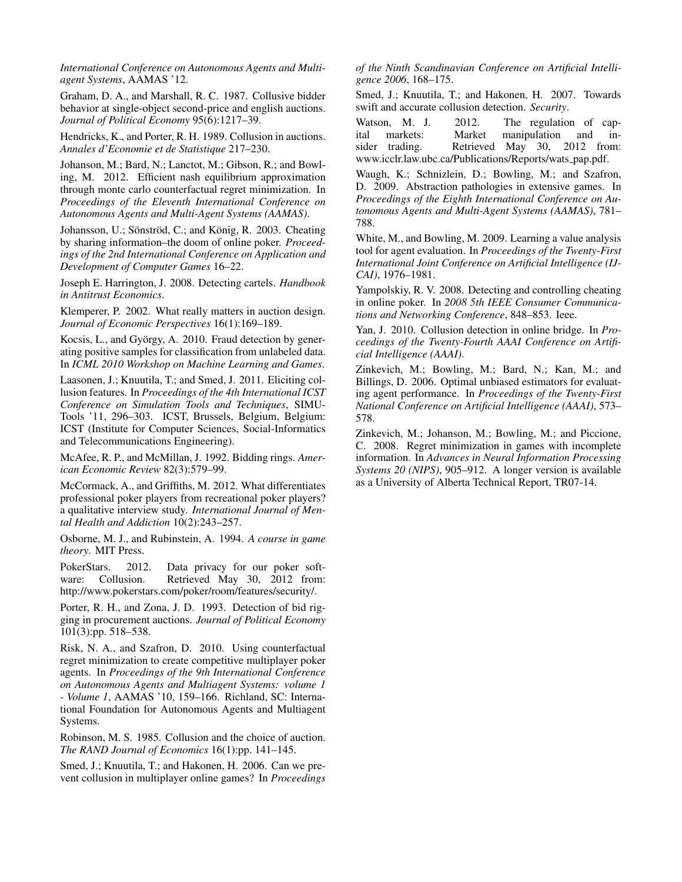*International Conference on Autonomous Agents and Multiagent Systems*, AAMAS '12.

Graham, D. A., and Marshall, R. C. 1987. Collusive bidder behavior at single-object second-price and english auctions. *Journal of Political Economy* 95(6):1217–39.

Hendricks, K., and Porter, R. H. 1989. Collusion in auctions. *Annales d'Economie et de Statistique* 217–230.

Johanson, M.; Bard, N.; Lanctot, M.; Gibson, R.; and Bowling, M. 2012. Efficient nash equilibrium approximation through monte carlo counterfactual regret minimization. In *Proceedings of the Eleventh International Conference on Autonomous Agents and Multi-Agent Systems (AAMAS)*.

Johansson, U.; Sönströd, C.; and König, R. 2003. Cheating by sharing information–the doom of online poker. *Proceedings of the 2nd International Conference on Application and Development of Computer Games* 16–22.

Joseph E. Harrington, J. 2008. Detecting cartels. *Handbook in Antitrust Economics*.

Klemperer, P. 2002. What really matters in auction design. *Journal of Economic Perspectives* 16(1):169–189.

Kocsis, L., and György, A. 2010. Fraud detection by generating positive samples for classification from unlabeled data. In *ICML 2010 Workshop on Machine Learning and Games*.

Laasonen, J.; Knuutila, T.; and Smed, J. 2011. Eliciting collusion features. In *Proceedings of the 4th International ICST Conference on Simulation Tools and Techniques*, SIMUTools '11, 296–303. ICST, Brussels, Belgium, Belgium: ICST (Institute for Computer Sciences, Social-Informatics and Telecommunications Engineering).

McAfee, R. P., and McMillan, J. 1992. Bidding rings. *American Economic Review* 82(3):579–99.

McCormack, A., and Griffiths, M. 2012. What differentiates professional poker players from recreational poker players? a qualitative interview study. *International Journal of Mental Health and Addiction* 10(2):243–257.

Osborne, M. J., and Rubinstein, A. 1994. *A course in game theory*. MIT Press.

PokerStars. 2012. Data privacy for our poker software: Collusion. Retrieved May 30, 2012 from: http://www.pokerstars.com/poker/room/features/security/.

Porter, R. H., and Zona, J. D. 1993. Detection of bid rigging in procurement auctions. *Journal of Political Economy* 101(3):pp. 518–538.

Risk, N. A., and Szafron, D. 2010. Using counterfactual regret minimization to create competitive multiplayer poker agents. In *Proceedings of the 9th International Conference on Autonomous Agents and Multiagent Systems: volume 1 - Volume 1*, AAMAS '10, 159–166. Richland, SC: International Foundation for Autonomous Agents and Multiagent Systems.

Robinson, M. S. 1985. Collusion and the choice of auction. *The RAND Journal of Economics* 16(1):pp. 141–145.

Smed, J.; Knuutila, T.; and Hakonen, H. 2006. Can we prevent collusion in multiplayer online games? In *Proceedings of the Ninth Scandinavian Conference on Artificial Intelligence 2006*, 168–175.

Smed, J.; Knuutila, T.; and Hakonen, H. 2007. Towards swift and accurate collusion detection. *Security*.

Watson, M. J. 2012. The regulation of capital markets: Market manipulation and insider trading. Retrieved May 30, 2012 from: www.icclr.law.ubc.ca/Publications/Reports/wats_pap.pdf.

Waugh, K.; Schnizlein, D.; Bowling, M.; and Szafron, D. 2009. Abstraction pathologies in extensive games. In *Proceedings of the Eighth International Conference on Autonomous Agents and Multi-Agent Systems (AAMAS)*, 781–788.

White, M., and Bowling, M. 2009. Learning a value analysis tool for agent evaluation. In *Proceedings of the Twenty-First International Joint Conference on Artificial Intelligence (IJCAI)*, 1976–1981.

Yampolskiy, R. V. 2008. Detecting and controlling cheating in online poker. In *2008 5th IEEE Consumer Communications and Networking Conference*, 848–853. Ieee.

Yan, J. 2010. Collusion detection in online bridge. In *Proceedings of the Twenty-Fourth AAAI Conference on Artificial Intelligence (AAAI)*.

Zinkevich, M.; Bowling, M.; Bard, N.; Kan, M.; and Billings, D. 2006. Optimal unbiased estimators for evaluating agent performance. In *Proceedings of the Twenty-First National Conference on Artificial Intelligence (AAAI)*, 573–578.

Zinkevich, M.; Johanson, M.; Bowling, M.; and Piccione, C. 2008. Regret minimization in games with incomplete information. In *Advances in Neural Information Processing Systems 20 (NIPS)*, 905–912. A longer version is available as a University of Alberta Technical Report, TR07-14.